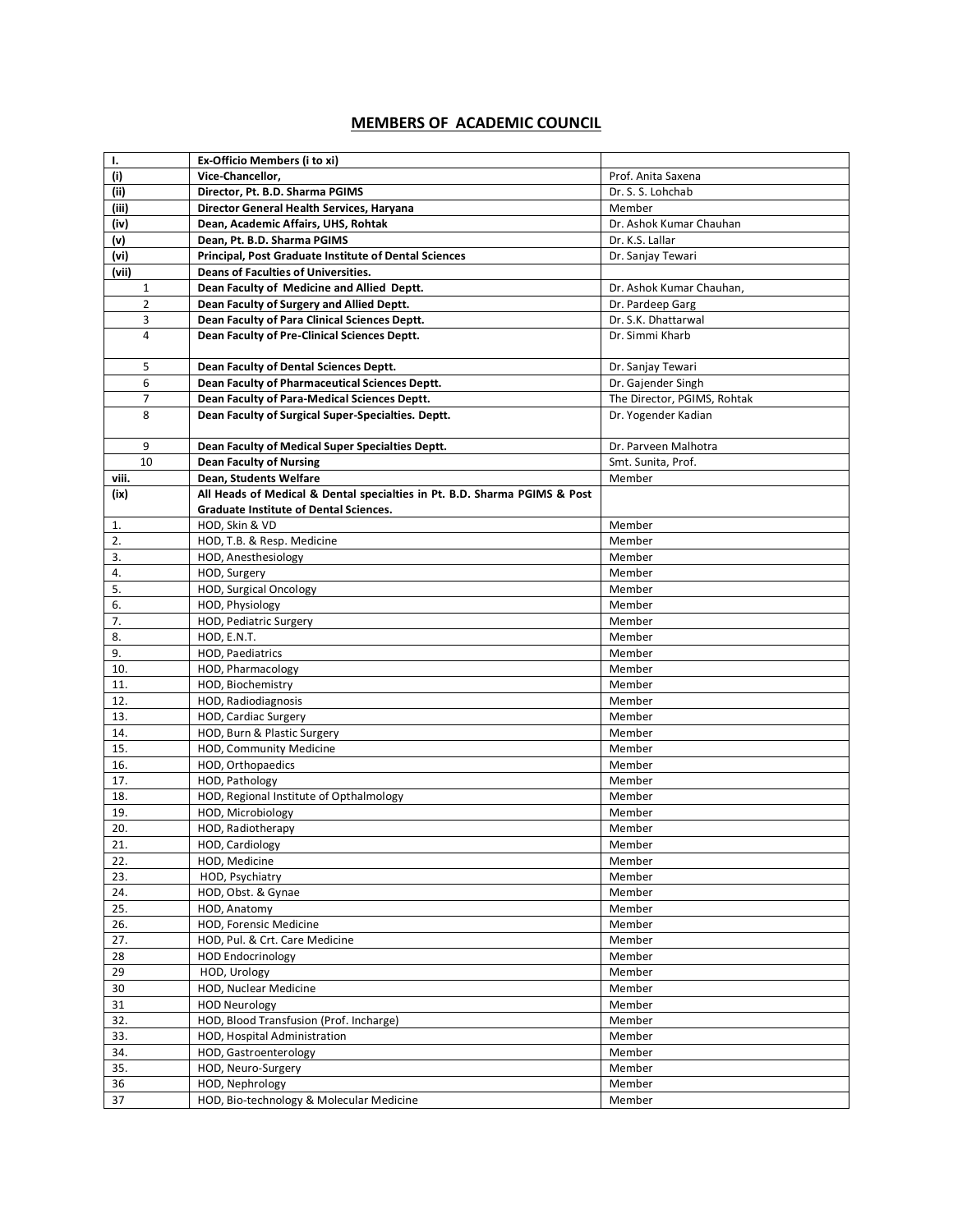## MEMBERS OF ACADEMIC COUNCIL

| I. | **Ex-Officio Members (i to xi)** | |
|---|---|---|
| **(i)** | **Vice-Chancellor,** | Prof. Anita Saxena |
| **(ii)** | **Director, Pt. B.D. Sharma PGIMS** | Dr. S. S. Lohchab |
| **(iii)** | **Director General Health Services, Haryana** | Member |
| **(iv)** | **Dean, Academic Affairs, UHS, Rohtak** | Dr. Ashok Kumar Chauhan |
| **(v)** | **Dean, Pt. B.D. Sharma PGIMS** | Dr. K.S. Lallar |
| **(vi)** | **Principal, Post Graduate Institute of Dental Sciences** | Dr. Sanjay Tewari |
| **(vii)** | **Deans of Faculties of Universities.** | |
| 1 | **Dean Faculty of Medicine and Allied Deptt.** | Dr. Ashok Kumar Chauhan, |
| 2 | **Dean Faculty of Surgery and Allied Deptt.** | Dr. Pardeep Garg |
| 3 | **Dean Faculty of Para Clinical Sciences Deptt.** | Dr. S.K. Dhattarwal |
| 4 | **Dean Faculty of Pre-Clinical Sciences Deptt.** | Dr. Simmi Kharb |
| 5 | **Dean Faculty of Dental Sciences Deptt.** | Dr. Sanjay Tewari |
| 6 | **Dean Faculty of Pharmaceutical Sciences Deptt.** | Dr. Gajender Singh |
| 7 | **Dean Faculty of Para-Medical Sciences Deptt.** | The Director, PGIMS, Rohtak |
| 8 | **Dean Faculty of Surgical Super-Specialties. Deptt.** | Dr. Yogender Kadian |
| 9 | **Dean Faculty of Medical Super Specialties Deptt.** | Dr. Parveen Malhotra |
| 10 | **Dean Faculty of Nursing** | Smt. Sunita, Prof. |
| **viii.** | **Dean, Students Welfare** | Member |
| **(ix)** | **All Heads of Medical & Dental specialties in Pt. B.D. Sharma PGIMS & Post Graduate Institute of Dental Sciences.** | |
| 1. | HOD, Skin & VD | Member |
| 2. | HOD, T.B. & Resp. Medicine | Member |
| 3. | HOD, Anesthesiology | Member |
| 4. | HOD, Surgery | Member |
| 5. | HOD, Surgical Oncology | Member |
| 6. | HOD, Physiology | Member |
| 7. | HOD, Pediatric Surgery | Member |
| 8. | HOD, E.N.T. | Member |
| 9. | HOD, Paediatrics | Member |
| 10. | HOD, Pharmacology | Member |
| 11. | HOD, Biochemistry | Member |
| 12. | HOD, Radiodiagnosis | Member |
| 13. | HOD, Cardiac Surgery | Member |
| 14. | HOD, Burn & Plastic Surgery | Member |
| 15. | HOD, Community Medicine | Member |
| 16. | HOD, Orthopaedics | Member |
| 17. | HOD, Pathology | Member |
| 18. | HOD, Regional Institute of Opthalmology | Member |
| 19. | HOD, Microbiology | Member |
| 20. | HOD, Radiotherapy | Member |
| 21. | HOD, Cardiology | Member |
| 22. | HOD, Medicine | Member |
| 23. | HOD, Psychiatry | Member |
| 24. | HOD, Obst. & Gynae | Member |
| 25. | HOD, Anatomy | Member |
| 26. | HOD, Forensic Medicine | Member |
| 27. | HOD, Pul. & Crt. Care Medicine | Member |
| 28 | HOD Endocrinology | Member |
| 29 | HOD, Urology | Member |
| 30 | HOD, Nuclear Medicine | Member |
| 31 | HOD Neurology | Member |
| 32. | HOD, Blood Transfusion (Prof. Incharge) | Member |
| 33. | HOD, Hospital Administration | Member |
| 34. | HOD, Gastroenterology | Member |
| 35. | HOD, Neuro-Surgery | Member |
| 36 | HOD, Nephrology | Member |
| 37 | HOD, Bio-technology & Molecular Medicine | Member |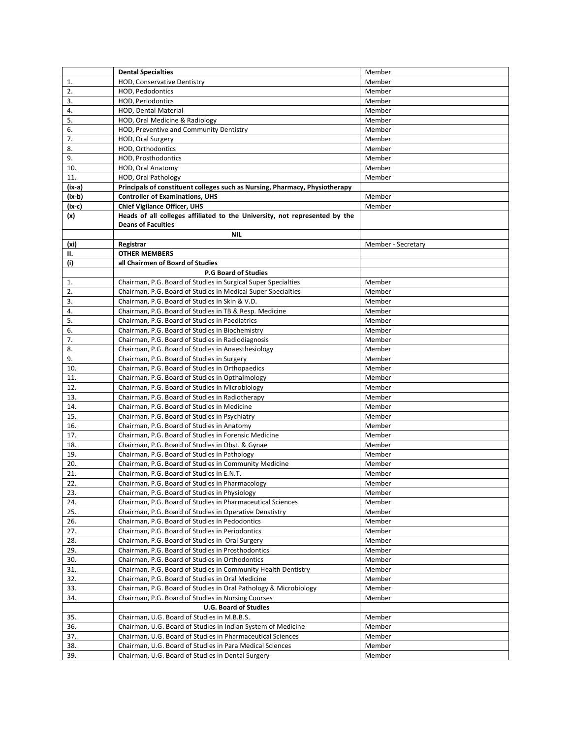| | | |
|---|---|---|
| | **Dental Specialties** | Member |
| 1. | HOD, Conservative Dentistry | Member |
| 2. | HOD, Pedodontics | Member |
| 3. | HOD, Periodontics | Member |
| 4. | HOD, Dental Material | Member |
| 5. | HOD, Oral Medicine & Radiology | Member |
| 6. | HOD, Preventive and Community Dentistry | Member |
| 7. | HOD, Oral Surgery | Member |
| 8. | HOD, Orthodontics | Member |
| 9. | HOD, Prosthodontics | Member |
| 10. | HOD, Oral Anatomy | Member |
| 11. | HOD, Oral Pathology | Member |
| **(ix-a)** | **Principals of constituent colleges such as Nursing, Pharmacy, Physiotherapy** | |
| **(ix-b)** | **Controller of Examinations, UHS** | Member |
| **(ix-c)** | **Chief Vigilance Officer, UHS** | Member |
| **(x)** | **Heads of all colleges affiliated to the University, not represented by the Deans of Faculties** | |
| | **NIL** | |
| **(xi)** | **Registrar** | Member - Secretary |
| **II.** | **OTHER MEMBERS** | |
| **(i)** | **all Chairmen of Board of Studies** | |
| | **P.G Board of Studies** | |
| 1. | Chairman, P.G. Board of Studies in Surgical Super Specialties | Member |
| 2. | Chairman, P.G. Board of Studies in Medical Super Specialties | Member |
| 3. | Chairman, P.G. Board of Studies in Skin & V.D. | Member |
| 4. | Chairman, P.G. Board of Studies in TB & Resp. Medicine | Member |
| 5. | Chairman, P.G. Board of Studies in Paediatrics | Member |
| 6. | Chairman, P.G. Board of Studies in Biochemistry | Member |
| 7. | Chairman, P.G. Board of Studies in Radiodiagnosis | Member |
| 8. | Chairman, P.G. Board of Studies in Anaesthesiology | Member |
| 9. | Chairman, P.G. Board of Studies in Surgery | Member |
| 10. | Chairman, P.G. Board of Studies in Orthopaedics | Member |
| 11. | Chairman, P.G. Board of Studies in Opthalmology | Member |
| 12. | Chairman, P.G. Board of Studies in Microbiology | Member |
| 13. | Chairman, P.G. Board of Studies in Radiotherapy | Member |
| 14. | Chairman, P.G. Board of Studies in Medicine | Member |
| 15. | Chairman, P.G. Board of Studies in Psychiatry | Member |
| 16. | Chairman, P.G. Board of Studies in Anatomy | Member |
| 17. | Chairman, P.G. Board of Studies in Forensic Medicine | Member |
| 18. | Chairman, P.G. Board of Studies in Obst. & Gynae | Member |
| 19. | Chairman, P.G. Board of Studies in Pathology | Member |
| 20. | Chairman, P.G. Board of Studies in Community Medicine | Member |
| 21. | Chairman, P.G. Board of Studies in E.N.T. | Member |
| 22. | Chairman, P.G. Board of Studies in Pharmacology | Member |
| 23. | Chairman, P.G. Board of Studies in Physiology | Member |
| 24. | Chairman, P.G. Board of Studies in Pharmaceutical Sciences | Member |
| 25. | Chairman, P.G. Board of Studies in Operative Denstistry | Member |
| 26. | Chairman, P.G. Board of Studies in Pedodontics | Member |
| 27. | Chairman, P.G. Board of Studies in Periodontics | Member |
| 28. | Chairman, P.G. Board of Studies in Oral Surgery | Member |
| 29. | Chairman, P.G. Board of Studies in Prosthodontics | Member |
| 30. | Chairman, P.G. Board of Studies in Orthodontics | Member |
| 31. | Chairman, P.G. Board of Studies in Community Health Dentistry | Member |
| 32. | Chairman, P.G. Board of Studies in Oral Medicine | Member |
| 33. | Chairman, P.G. Board of Studies in Oral Pathology & Microbiology | Member |
| 34. | Chairman, P.G. Board of Studies in Nursing Courses | Member |
| | **U.G. Board of Studies** | |
| 35. | Chairman, U.G. Board of Studies in M.B.B.S. | Member |
| 36. | Chairman, U.G. Board of Studies in Indian System of Medicine | Member |
| 37. | Chairman, U.G. Board of Studies in Pharmaceutical Sciences | Member |
| 38. | Chairman, U.G. Board of Studies in Para Medical Sciences | Member |
| 39. | Chairman, U.G. Board of Studies in Dental Surgery | Member |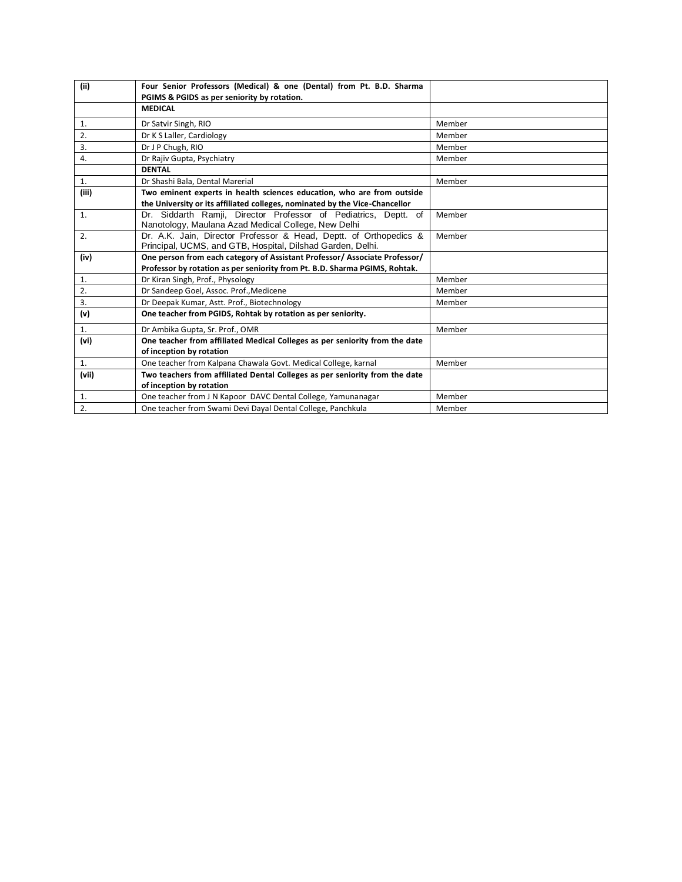| | | |
|---|---|---|
| **(ii)** | **Four Senior Professors (Medical) & one (Dental) from Pt. B.D. Sharma PGIMS & PGIDS as per seniority by rotation.** | |
| | **MEDICAL** | |
| 1. | Dr Satvir Singh, RIO | Member |
| 2. | Dr K S Laller, Cardiology | Member |
| 3. | Dr J P Chugh, RIO | Member |
| 4. | Dr Rajiv Gupta, Psychiatry | Member |
| | **DENTAL** | |
| 1. | Dr Shashi Bala, Dental Marerial | Member |
| **(iii)** | **Two eminent experts in health sciences education, who are from outside the University or its affiliated colleges, nominated by the Vice-Chancellor** | |
| 1. | Dr. Siddarth Ramji, Director Professor of Pediatrics, Deptt. of Nanotology, Maulana Azad Medical College, New Delhi | Member |
| 2. | Dr. A.K. Jain, Director Professor & Head, Deptt. of Orthopedics & Principal, UCMS, and GTB, Hospital, Dilshad Garden, Delhi. | Member |
| **(iv)** | **One person from each category of Assistant Professor/ Associate Professor/ Professor by rotation as per seniority from Pt. B.D. Sharma PGIMS, Rohtak.** | |
| 1. | Dr Kiran Singh, Prof., Physology | Member |
| 2. | Dr Sandeep Goel, Assoc. Prof.,Medicene | Member |
| 3. | Dr Deepak Kumar, Astt. Prof., Biotechnology | Member |
| **(v)** | **One teacher from PGIDS, Rohtak by rotation as per seniority.** | |
| 1. | Dr Ambika Gupta, Sr. Prof., OMR | Member |
| **(vi)** | **One teacher from affiliated Medical Colleges as per seniority from the date of inception by rotation** | |
| 1. | One teacher from Kalpana Chawala Govt. Medical College, karnal | Member |
| **(vii)** | **Two teachers from affiliated Dental Colleges as per seniority from the date of inception by rotation** | |
| 1. | One teacher from J N Kapoor DAVC Dental College, Yamunanagar | Member |
| 2. | One teacher from Swami Devi Dayal Dental College, Panchkula | Member |